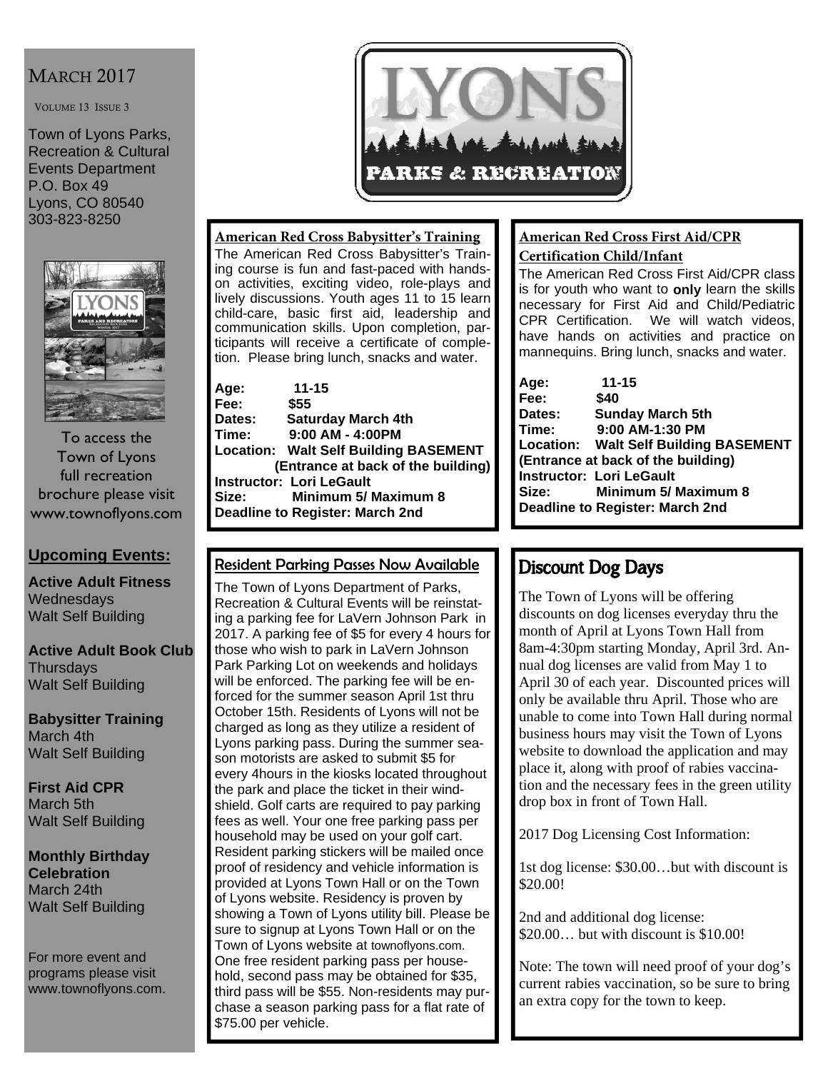# MARCH 2017

VOLUME 13 ISSUE 3

Town of Lyons Parks, Recreation & Cultural Events Department
P.O. Box 49
Lyons, CO 80540
303-823-8250

To access the Town of Lyons full recreation brochure please visit www.townoflyons.com

## Upcoming Events:

**Active Adult Fitness**
Wednesdays
Walt Self Building

**Active Adult Book Club**
Thursdays
Walt Self Building

**Babysitter Training**
March 4th
Walt Self Building

**First Aid CPR**
March 5th
Walt Self Building

**Monthly Birthday Celebration**
March 24th
Walt Self Building

For more event and programs please visit www.townoflyons.com.

LYONS PARKS & RECREATION

## American Red Cross Babysitter's Training

The American Red Cross Babysitter's Training course is fun and fast-paced with hands-on activities, exciting video, role-plays and lively discussions. Youth ages 11 to 15 learn child-care, basic first aid, leadership and communication skills. Upon completion, participants will receive a certificate of completion. Please bring lunch, snacks and water.

**Age:** 11-15
**Fee:** $55
**Dates:** Saturday March 4th
**Time:** 9:00 AM - 4:00PM
**Location:** Walt Self Building BASEMENT (Entrance at back of the building)
**Instructor:** Lori LeGault
**Size:** Minimum 5/ Maximum 8
**Deadline to Register: March 2nd**

## American Red Cross First Aid/CPR Certification Child/Infant

The American Red Cross First Aid/CPR class is for youth who want to **only** learn the skills necessary for First Aid and Child/Pediatric CPR Certification. We will watch videos, have hands on activities and practice on mannequins. Bring lunch, snacks and water.

**Age:** 11-15
**Fee:** $40
**Dates:** Sunday March 5th
**Time:** 9:00 AM-1:30 PM
**Location:** Walt Self Building BASEMENT (Entrance at back of the building)
**Instructor:** Lori LeGault
**Size:** Minimum 5/ Maximum 8
**Deadline to Register: March 2nd**

## Resident Parking Passes Now Available

The Town of Lyons Department of Parks, Recreation & Cultural Events will be reinstating a parking fee for LaVern Johnson Park in 2017. A parking fee of $5 for every 4 hours for those who wish to park in LaVern Johnson Park Parking Lot on weekends and holidays will be enforced. The parking fee will be enforced for the summer season April 1st thru October 15th. Residents of Lyons will not be charged as long as they utilize a resident of Lyons parking pass. During the summer season motorists are asked to submit $5 for every 4hours in the kiosks located throughout the park and place the ticket in their windshield. Golf carts are required to pay parking fees as well. Your one free parking pass per household may be used on your golf cart. Resident parking stickers will be mailed once proof of residency and vehicle information is provided at Lyons Town Hall or on the Town of Lyons website. Residency is proven by showing a Town of Lyons utility bill. Please be sure to signup at Lyons Town Hall or on the Town of Lyons website at townoflyons.com. One free resident parking pass per household, second pass may be obtained for $35, third pass will be $55. Non-residents may purchase a season parking pass for a flat rate of $75.00 per vehicle.

## Discount Dog Days

The Town of Lyons will be offering discounts on dog licenses everyday thru the month of April at Lyons Town Hall from 8am-4:30pm starting Monday, April 3rd. Annual dog licenses are valid from May 1 to April 30 of each year. Discounted prices will only be available thru April. Those who are unable to come into Town Hall during normal business hours may visit the Town of Lyons website to download the application and may place it, along with proof of rabies vaccination and the necessary fees in the green utility drop box in front of Town Hall.

2017 Dog Licensing Cost Information:

1st dog license: $30.00…but with discount is $20.00!

2nd and additional dog license: $20.00… but with discount is $10.00!

Note: The town will need proof of your dog's current rabies vaccination, so be sure to bring an extra copy for the town to keep.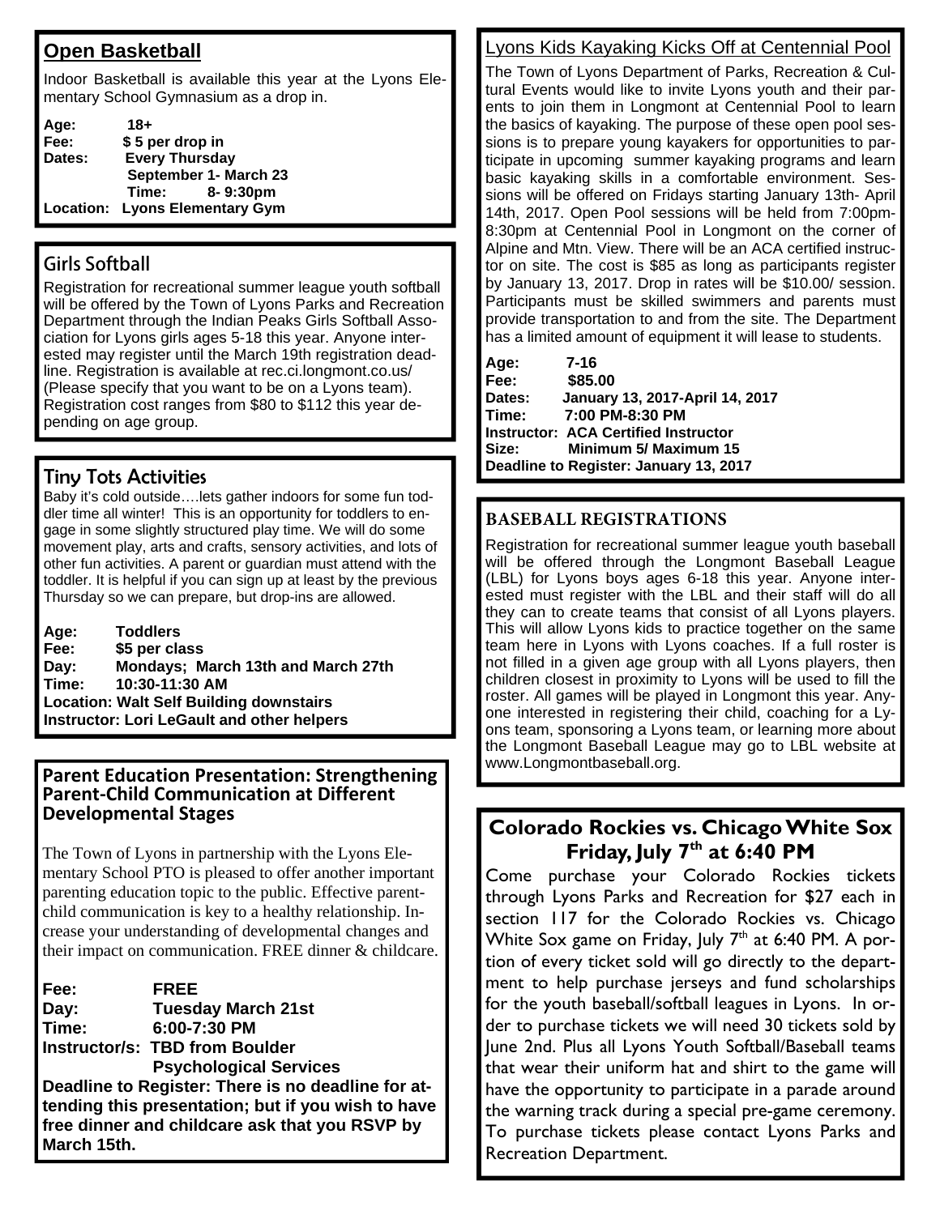## Open Basketball

Indoor Basketball is available this year at the Lyons Elementary School Gymnasium as a drop in.

**Age:** 18+
**Fee:** $ 5 per drop in
**Dates:** Every Thursday
September 1- March 23
Time: 8- 9:30pm
**Location:** Lyons Elementary Gym

## Girls Softball

Registration for recreational summer league youth softball will be offered by the Town of Lyons Parks and Recreation Department through the Indian Peaks Girls Softball Association for Lyons girls ages 5-18 this year. Anyone interested may register until the March 19th registration deadline. Registration is available at rec.ci.longmont.co.us/ (Please specify that you want to be on a Lyons team). Registration cost ranges from $80 to $112 this year depending on age group.

## Tiny Tots Activities

Baby it's cold outside….lets gather indoors for some fun toddler time all winter! This is an opportunity for toddlers to engage in some slightly structured play time. We will do some movement play, arts and crafts, sensory activities, and lots of other fun activities. A parent or guardian must attend with the toddler. It is helpful if you can sign up at least by the previous Thursday so we can prepare, but drop-ins are allowed.

**Age:** Toddlers
**Fee:** $5 per class
**Day:** Mondays; March 13th and March 27th
**Time:** 10:30-11:30 AM
**Location:** Walt Self Building downstairs
**Instructor:** Lori LeGault and other helpers

## Parent Education Presentation: Strengthening Parent-Child Communication at Different Developmental Stages

The Town of Lyons in partnership with the Lyons Elementary School PTO is pleased to offer another important parenting education topic to the public. Effective parent-child communication is key to a healthy relationship. Increase your understanding of developmental changes and their impact on communication. FREE dinner & childcare.

**Fee:** FREE
**Day:** Tuesday March 21st
**Time:** 6:00-7:30 PM
**Instructor/s:** TBD from Boulder Psychological Services
**Deadline to Register:** There is no deadline for attending this presentation; but if you wish to have free dinner and childcare ask that you RSVP by March 15th.

## Lyons Kids Kayaking Kicks Off at Centennial Pool

The Town of Lyons Department of Parks, Recreation & Cultural Events would like to invite Lyons youth and their parents to join them in Longmont at Centennial Pool to learn the basics of kayaking. The purpose of these open pool sessions is to prepare young kayakers for opportunities to participate in upcoming summer kayaking programs and learn basic kayaking skills in a comfortable environment. Sessions will be offered on Fridays starting January 13th- April 14th, 2017. Open Pool sessions will be held from 7:00pm-8:30pm at Centennial Pool in Longmont on the corner of Alpine and Mtn. View. There will be an ACA certified instructor on site. The cost is $85 as long as participants register by January 13, 2017. Drop in rates will be $10.00/ session. Participants must be skilled swimmers and parents must provide transportation to and from the site. The Department has a limited amount of equipment it will lease to students.

**Age:** 7-16
**Fee:** $85.00
**Dates:** January 13, 2017-April 14, 2017
**Time:** 7:00 PM-8:30 PM
**Instructor:** ACA Certified Instructor
**Size:** Minimum 5/ Maximum 15
**Deadline to Register:** January 13, 2017

## BASEBALL REGISTRATIONS

Registration for recreational summer league youth baseball will be offered through the Longmont Baseball League (LBL) for Lyons boys ages 6-18 this year. Anyone interested must register with the LBL and their staff will do all they can to create teams that consist of all Lyons players. This will allow Lyons kids to practice together on the same team here in Lyons with Lyons coaches. If a full roster is not filled in a given age group with all Lyons players, then children closest in proximity to Lyons will be used to fill the roster. All games will be played in Longmont this year. Anyone interested in registering their child, coaching for a Lyons team, sponsoring a Lyons team, or learning more about the Longmont Baseball League may go to LBL website at www.Longmontbaseball.org.

## Colorado Rockies vs. Chicago White Sox Friday, July 7th at 6:40 PM

Come purchase your Colorado Rockies tickets through Lyons Parks and Recreation for $27 each in section 117 for the Colorado Rockies vs. Chicago White Sox game on Friday, July 7th at 6:40 PM. A portion of every ticket sold will go directly to the department to help purchase jerseys and fund scholarships for the youth baseball/softball leagues in Lyons. In order to purchase tickets we will need 30 tickets sold by June 2nd. Plus all Lyons Youth Softball/Baseball teams that wear their uniform hat and shirt to the game will have the opportunity to participate in a parade around the warning track during a special pre-game ceremony. To purchase tickets please contact Lyons Parks and Recreation Department.